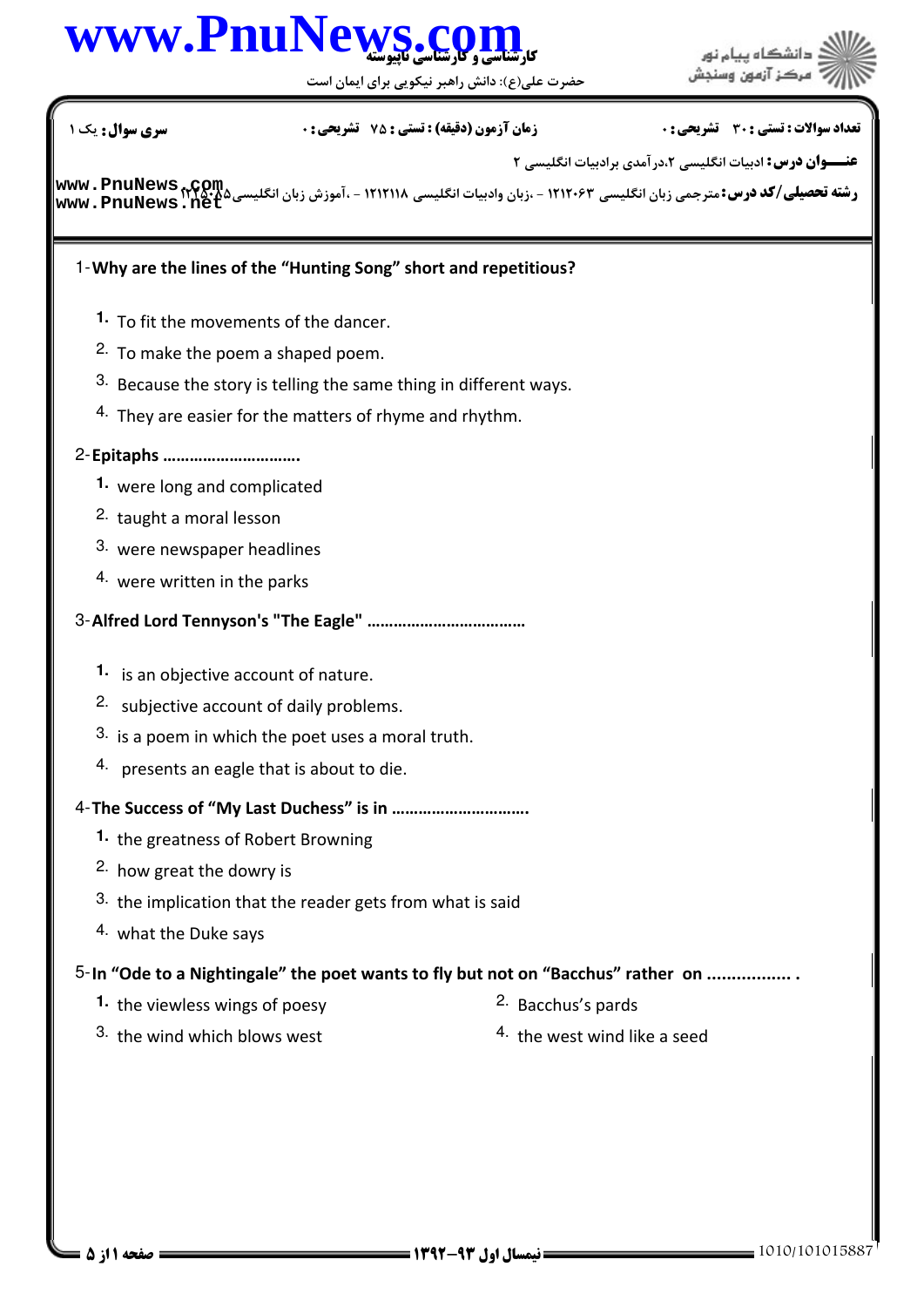کارشناسی و کارشناسی ناپیوسته

حضرت علی(ع): دانش راهبر نیکویی برای ایمان است

دانشگاه پیام نور
مرکز آزمون وسنجش

**سری سوال:** یک ۱ | **زمان آزمون (دقیقه) : تستی :** ۷۵ **تشریحی :** ۰ | **تعداد سوالات : تستی :** ۳۰ **تشریحی :** ۰

**عنـــوان درس:** ادبیات انگلیسی ۲،درآمدی برادبیات انگلیسی ۲

**رشته تحصیلی/کد درس:** مترجمی زبان انگلیسی ۱۲۱۲۰۶۳ - ،زبان وادبیات انگلیسی ۱۲۱۲۱۱۸ - ،آموزش زبان انگلیسی ۱۲۲۵۰۸۵

1-**Why are the lines of the "Hunting Song" short and repetitious?**

1. To fit the movements of the dancer.
2. To make the poem a shaped poem.
3. Because the story is telling the same thing in different ways.
4. They are easier for the matters of rhyme and rhythm.

2-**Epitaphs …………………………**

1. were long and complicated
2. taught a moral lesson
3. were newspaper headlines
4. were written in the parks

3-**Alfred Lord Tennyson's "The Eagle" ………………………………**

1. is an objective account of nature.
2. subjective account of daily problems.
3. is a poem in which the poet uses a moral truth.
4. presents an eagle that is about to die.

4-**The Success of "My Last Duchess" is in …………………………**

1. the greatness of Robert Browning
2. how great the dowry is
3. the implication that the reader gets from what is said
4. what the Duke says

5-**In "Ode to a Nightingale" the poet wants to fly but not on "Bacchus" rather on ................. .**

1. the viewless wings of poesy
2. Bacchus's pards
3. the wind which blows west
4. the west wind like a seed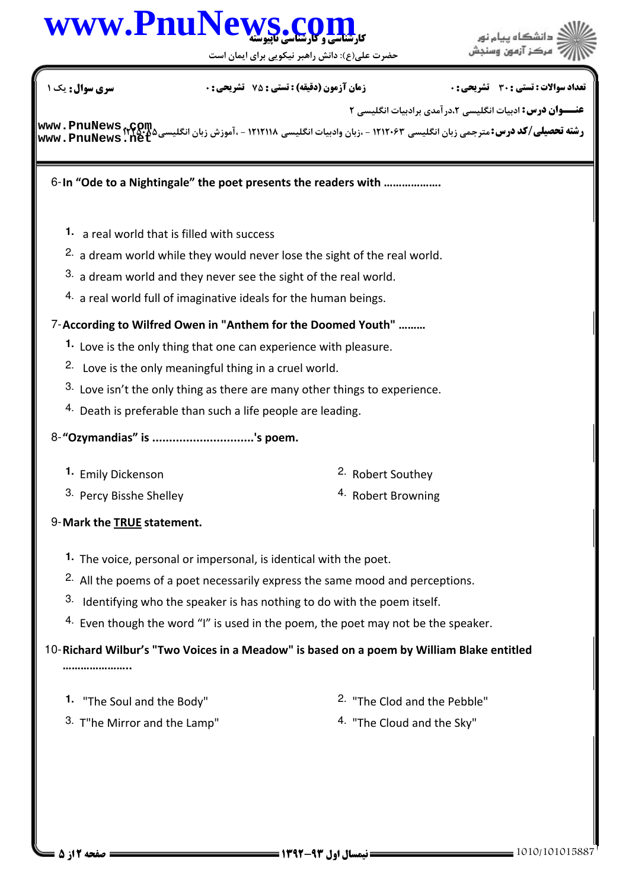سری سؤال: یک ۱ | زمان آزمون (دقیقه) : تستی : ۷۵ تشریحی : ۰ | تعداد سوالات : تستی : ۳۰ تشریحی : ۰

**عنـــوان درس:** ادبیات انگلیسی ۲،درآمدی برادبیات انگلیسی ۲

**رشته تحصیلی/کد درس:** مترجمی زبان انگلیسی ۱۲۱۲۰۶۳ - ،زبان وادبیات انگلیسی ۱۲۱۲۱۱۸ - ،آموزش زبان انگلیسی۱۲۲۵۰۸۵

6- **In "Ode to a Nightingale" the poet presents the readers with ..................**

1. a real world that is filled with success
2. a dream world while they would never lose the sight of the real world.
3. a dream world and they never see the sight of the real world.
4. a real world full of imaginative ideals for the human beings.

7- **According to Wilfred Owen in "Anthem for the Doomed Youth" .........**

1. Love is the only thing that one can experience with pleasure.
2. Love is the only meaningful thing in a cruel world.
3. Love isn't the only thing as there are many other things to experience.
4. Death is preferable than such a life people are leading.

8- **"Ozymandias" is ..............................'s poem.**

1. Emily Dickenson
2. Robert Southey
3. Percy Bisshe Shelley
4. Robert Browning

9- **Mark the <u>TRUE</u> statement.**

1. The voice, personal or impersonal, is identical with the poet.
2. All the poems of a poet necessarily express the same mood and perceptions.
3. Identifying who the speaker is has nothing to do with the poem itself.
4. Even though the word "I" is used in the poem, the poet may not be the speaker.

10- **Richard Wilbur's "Two Voices in a Meadow" is based on a poem by William Blake entitled .......................**

1. "The Soul and the Body"
2. "The Clod and the Pebble"
3. T"he Mirror and the Lamp"
4. "The Cloud and the Sky"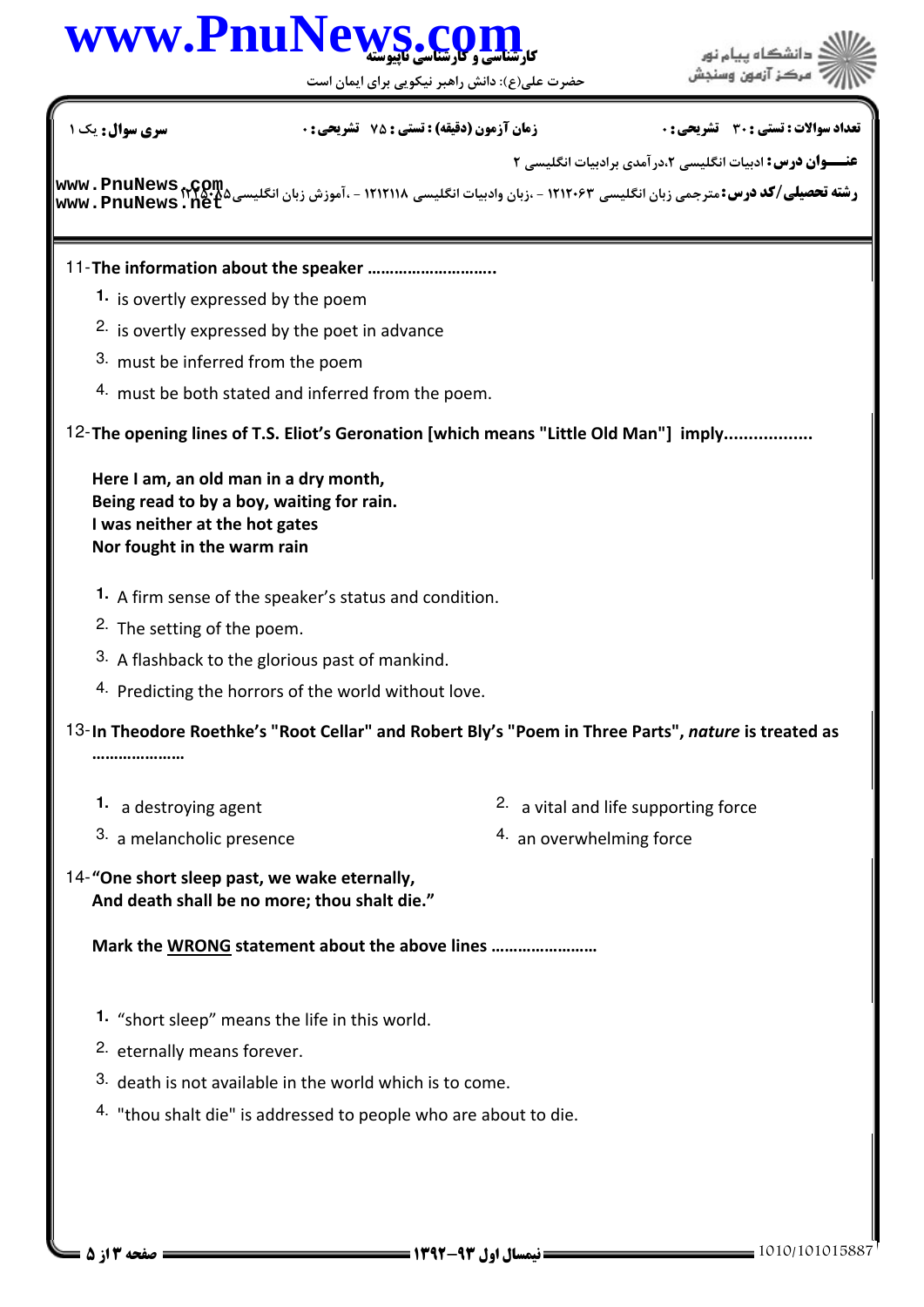11- **The information about the speaker ..........................**

1. is overtly expressed by the poem
2. is overtly expressed by the poet in advance
3. must be inferred from the poem
4. must be both stated and inferred from the poem.

12- **The opening lines of T.S. Eliot's Geronation [which means "Little Old Man"] imply..................**

**Here I am, an old man in a dry month,**
**Being read to by a boy, waiting for rain.**
**I was neither at the hot gates**
**Nor fought in the warm rain**

1. A firm sense of the speaker's status and condition.
2. The setting of the poem.
3. A flashback to the glorious past of mankind.
4. Predicting the horrors of the world without love.

13- **In Theodore Roethke's "Root Cellar" and Robert Bly's "Poem in Three Parts", *nature* is treated as ....................**

1. a destroying agent
2. a vital and life supporting force
3. a melancholic presence
4. an overwhelming force

14- **"One short sleep past, we wake eternally,**
**And death shall be no more; thou shalt die."**

**Mark the WRONG statement about the above lines ......................**

1. "short sleep" means the life in this world.
2. eternally means forever.
3. death is not available in the world which is to come.
4. "thou shalt die" is addressed to people who are about to die.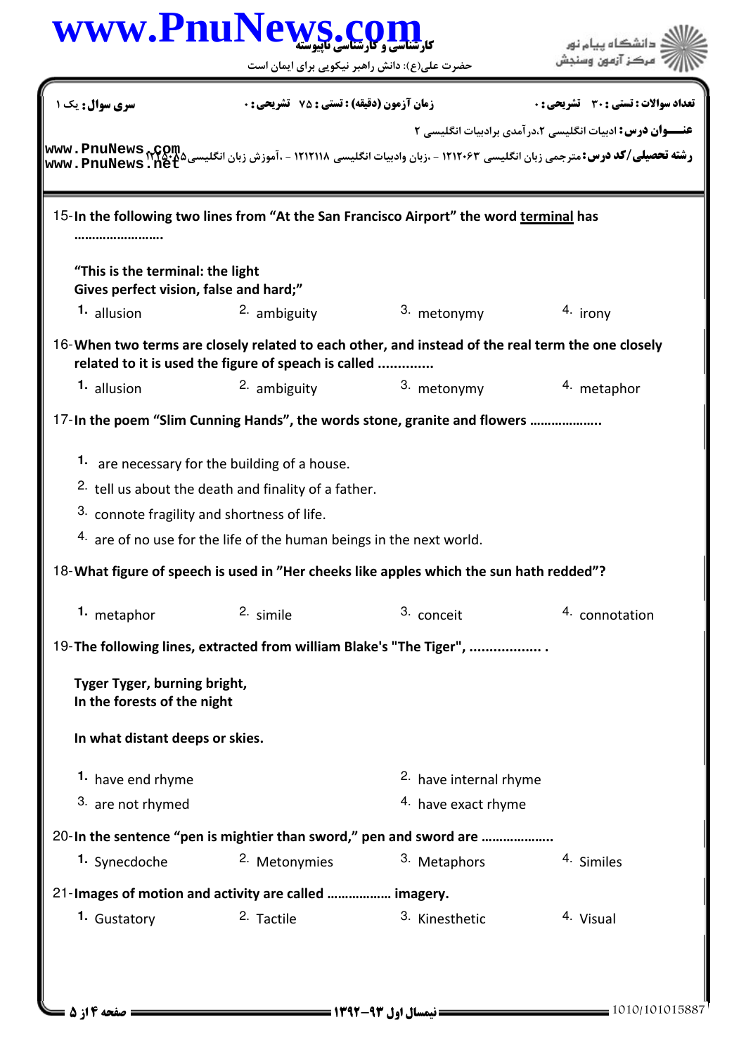سری سوال: یک ۱ | زمان آزمون (دقیقه) : تستی : ۷۵ تشریحی : ۰ | تعداد سوالات : تستی : ۳۰ تشریحی : ۰

**عنـــوان درس:** ادبیات انگلیسی ۲،درآمدی برادبیات انگلیسی ۲

**رشته تحصیلی/کد درس:** مترجمی زبان انگلیسی ۱۲۱۲۰۶۳ - ،زبان وادبیات انگلیسی ۱۲۱۲۱۱۸ - ،آموزش زبان انگلیسی ۱۲۲۵۰۸۵

15- **In the following two lines from "At the San Francisco Airport" the word terminal has ……………………**

**"This is the terminal: the light**
**Gives perfect vision, false and hard;"**

1. allusion
2. ambiguity
3. metonymy
4. irony

16- **When two terms are closely related to each other, and instead of the real term the one closely related to it is used the figure of speach is called ..............**

1. allusion
2. ambiguity
3. metonymy
4. metaphor

17- **In the poem "Slim Cunning Hands", the words stone, granite and flowers ………………..**

1. are necessary for the building of a house.
2. tell us about the death and finality of a father.
3. connote fragility and shortness of life.
4. are of no use for the life of the human beings in the next world.

18- **What figure of speech is used in "Her cheeks like apples which the sun hath redded"?**

1. metaphor
2. simile
3. conceit
4. connotation

19- **The following lines, extracted from william Blake's "The Tiger", .................. .**

**Tyger Tyger, burning bright,**
**In the forests of the night**

**In what distant deeps or skies.**

1. have end rhyme
2. have internal rhyme
3. are not rhymed
4. have exact rhyme

20- **In the sentence "pen is mightier than sword," pen and sword are ……………….**

1. Synecdoche
2. Metonymies
3. Metaphors
4. Similes

21- **Images of motion and activity are called ……………… imagery.**

1. Gustatory
2. Tactile
3. Kinesthetic
4. Visual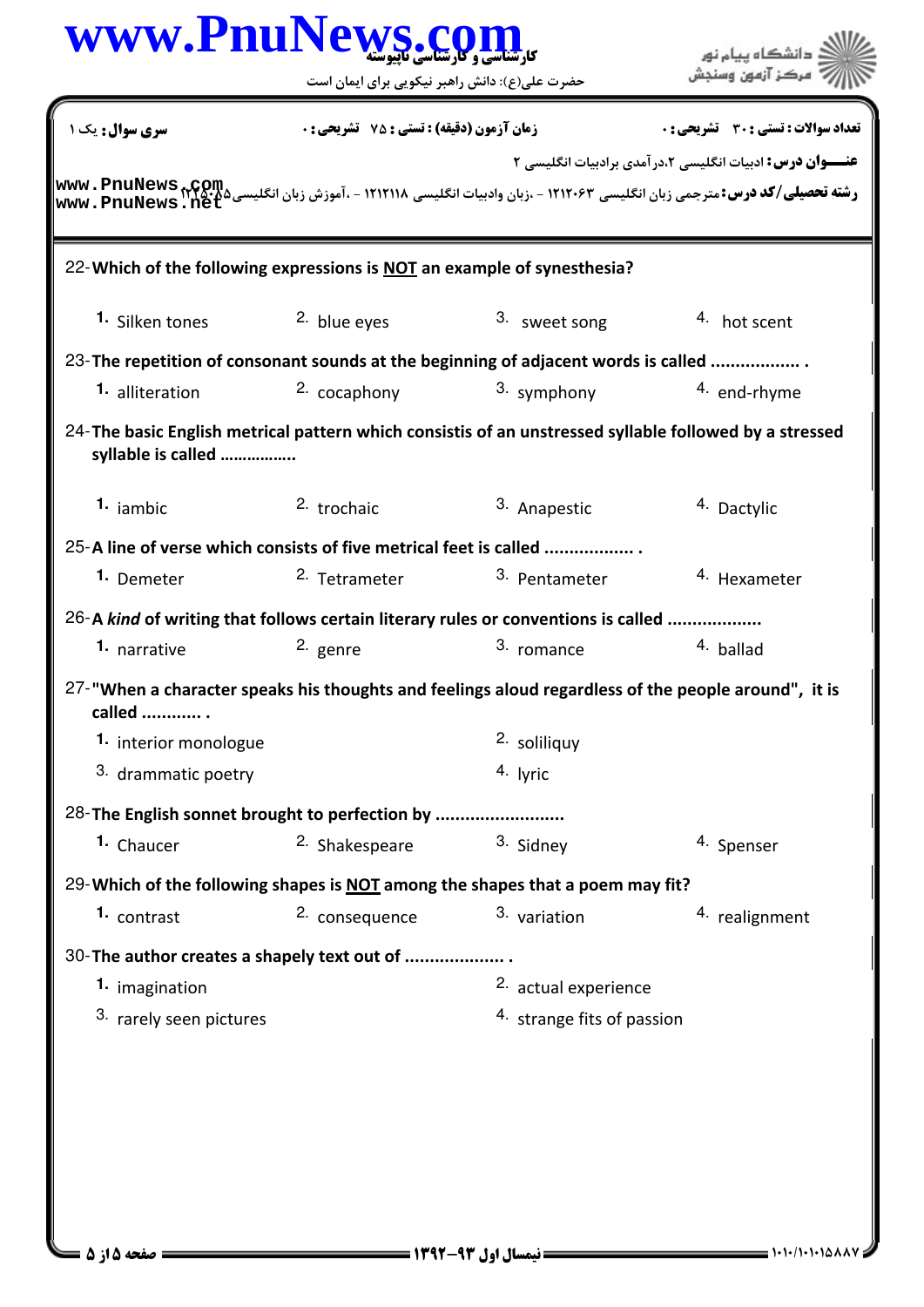**سری سوال:** یک ۱ | **زمان آزمون (دقیقه) : تستی : ۷۵ تشریحی : ۰** | **تعداد سوالات : تستی : ۳۰ تشریحی : ۰**

**عنـــوان درس:** ادبیات انگلیسی ۲،درآمدی برادبیات انگلیسی ۲

**رشته تحصیلی/کد درس:** مترجمی زبان انگلیسی ۱۲۱۲۰۶۳ - ،زبان وادبیات انگلیسی ۱۲۱۲۱۱۸ - ،آموزش زبان انگلیسی۱۲۲۵۰۸۵

22-**Which of the following expressions is NOT an example of synesthesia?**

1. Silken tones
2. blue eyes
3. sweet song
4. hot scent

23-**The repetition of consonant sounds at the beginning of adjacent words is called .................. .**

1. alliteration
2. cocaphony
3. symphony
4. end-rhyme

24-**The basic English metrical pattern which consistis of an unstressed syllable followed by a stressed syllable is called ................**

1. iambic
2. trochaic
3. Anapestic
4. Dactylic

25-**A line of verse which consists of five metrical feet is called .................. .**

1. Demeter
2. Tetrameter
3. Pentameter
4. Hexameter

26-**A *kind* of writing that follows certain literary rules or conventions is called ..................**

1. narrative
2. genre
3. romance
4. ballad

27-**"When a character speaks his thoughts and feelings aloud regardless of the people around", it is called ............ .**

1. interior monologue
2. soliliquy
3. drammatic poetry
4. lyric

28-**The English sonnet brought to perfection by ..........................**

1. Chaucer
2. Shakespeare
3. Sidney
4. Spenser

29-**Which of the following shapes is NOT among the shapes that a poem may fit?**

1. contrast
2. consequence
3. variation
4. realignment

30-**The author creates a shapely text out of .................... .**

1. imagination
2. actual experience
3. rarely seen pictures
4. strange fits of passion